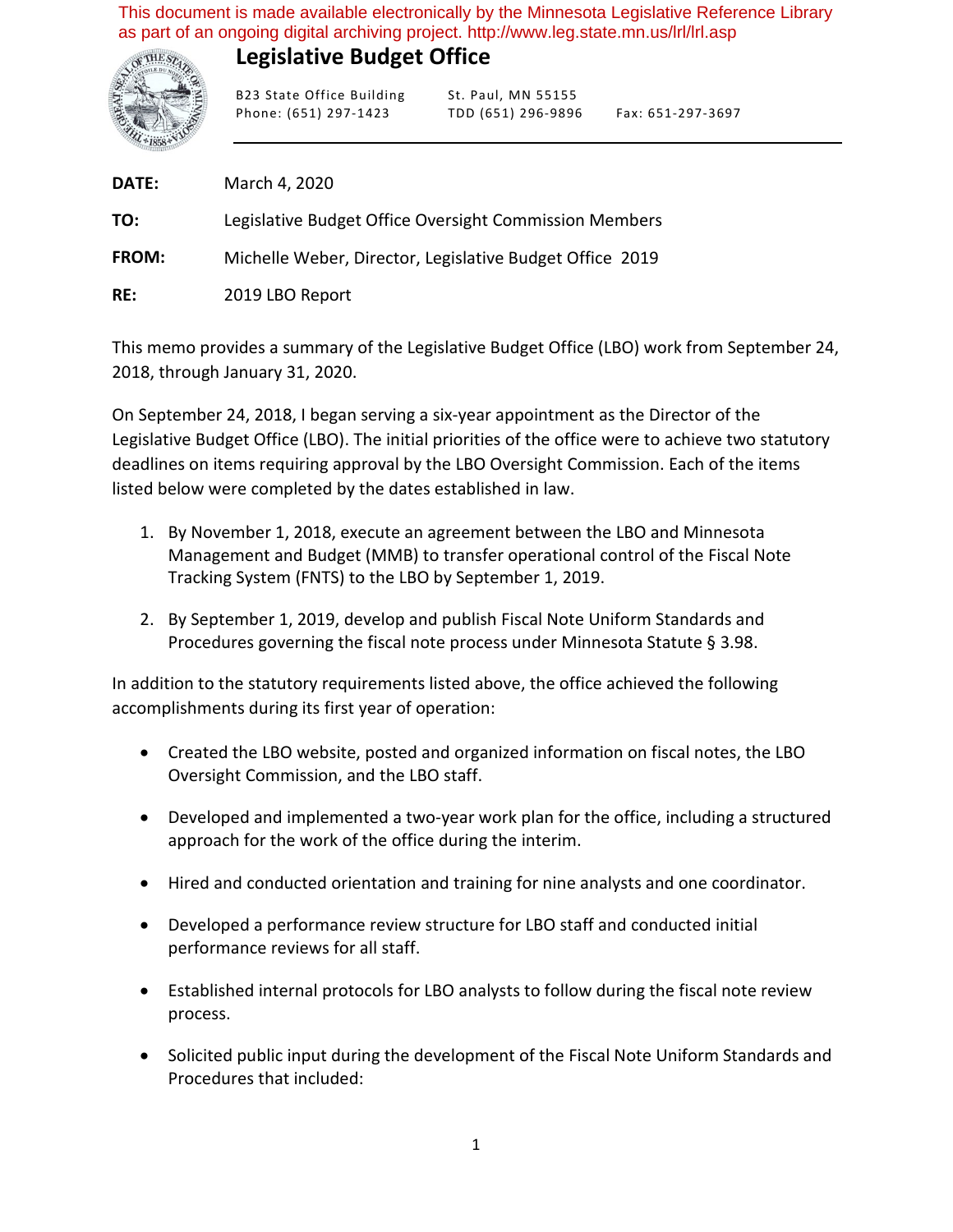This document is made available electronically by the Minnesota Legislative Reference Library as part of an ongoing digital archiving project. http://www.leg.state.mn.us/lrl/lrl.asp

# Legislative Budget Office

B23 State Office Building
Phone: (651) 297-1423

St. Paul, MN 55155
TDD (651) 296-9896

Fax: 651-297-3697

**DATE:** March 4, 2020

**TO:** Legislative Budget Office Oversight Commission Members

**FROM:** Michelle Weber, Director, Legislative Budget Office 2019

**RE:** 2019 LBO Report

This memo provides a summary of the Legislative Budget Office (LBO) work from September 24, 2018, through January 31, 2020.

On September 24, 2018, I began serving a six-year appointment as the Director of the Legislative Budget Office (LBO). The initial priorities of the office were to achieve two statutory deadlines on items requiring approval by the LBO Oversight Commission. Each of the items listed below were completed by the dates established in law.

1. By November 1, 2018, execute an agreement between the LBO and Minnesota Management and Budget (MMB) to transfer operational control of the Fiscal Note Tracking System (FNTS) to the LBO by September 1, 2019.

2. By September 1, 2019, develop and publish Fiscal Note Uniform Standards and Procedures governing the fiscal note process under Minnesota Statute § 3.98.

In addition to the statutory requirements listed above, the office achieved the following accomplishments during its first year of operation:

- Created the LBO website, posted and organized information on fiscal notes, the LBO Oversight Commission, and the LBO staff.

- Developed and implemented a two-year work plan for the office, including a structured approach for the work of the office during the interim.

- Hired and conducted orientation and training for nine analysts and one coordinator.

- Developed a performance review structure for LBO staff and conducted initial performance reviews for all staff.

- Established internal protocols for LBO analysts to follow during the fiscal note review process.

- Solicited public input during the development of the Fiscal Note Uniform Standards and Procedures that included: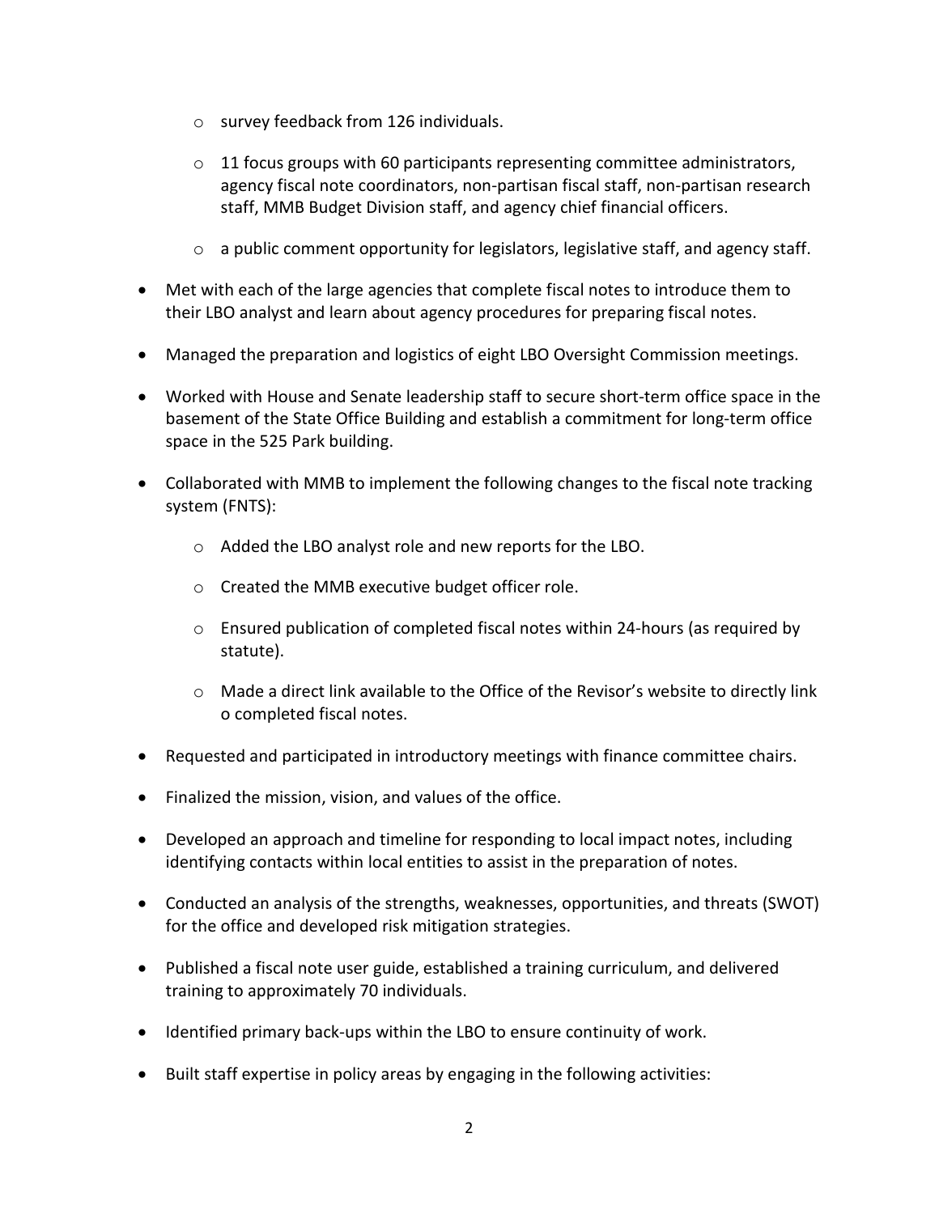- survey feedback from 126 individuals.
  - 11 focus groups with 60 participants representing committee administrators, agency fiscal note coordinators, non-partisan fiscal staff, non-partisan research staff, MMB Budget Division staff, and agency chief financial officers.
  - a public comment opportunity for legislators, legislative staff, and agency staff.
- Met with each of the large agencies that complete fiscal notes to introduce them to their LBO analyst and learn about agency procedures for preparing fiscal notes.
- Managed the preparation and logistics of eight LBO Oversight Commission meetings.
- Worked with House and Senate leadership staff to secure short-term office space in the basement of the State Office Building and establish a commitment for long-term office space in the 525 Park building.
- Collaborated with MMB to implement the following changes to the fiscal note tracking system (FNTS):
  - Added the LBO analyst role and new reports for the LBO.
  - Created the MMB executive budget officer role.
  - Ensured publication of completed fiscal notes within 24-hours (as required by statute).
  - Made a direct link available to the Office of the Revisor's website to directly link o completed fiscal notes.
- Requested and participated in introductory meetings with finance committee chairs.
- Finalized the mission, vision, and values of the office.
- Developed an approach and timeline for responding to local impact notes, including identifying contacts within local entities to assist in the preparation of notes.
- Conducted an analysis of the strengths, weaknesses, opportunities, and threats (SWOT) for the office and developed risk mitigation strategies.
- Published a fiscal note user guide, established a training curriculum, and delivered training to approximately 70 individuals.
- Identified primary back-ups within the LBO to ensure continuity of work.
- Built staff expertise in policy areas by engaging in the following activities: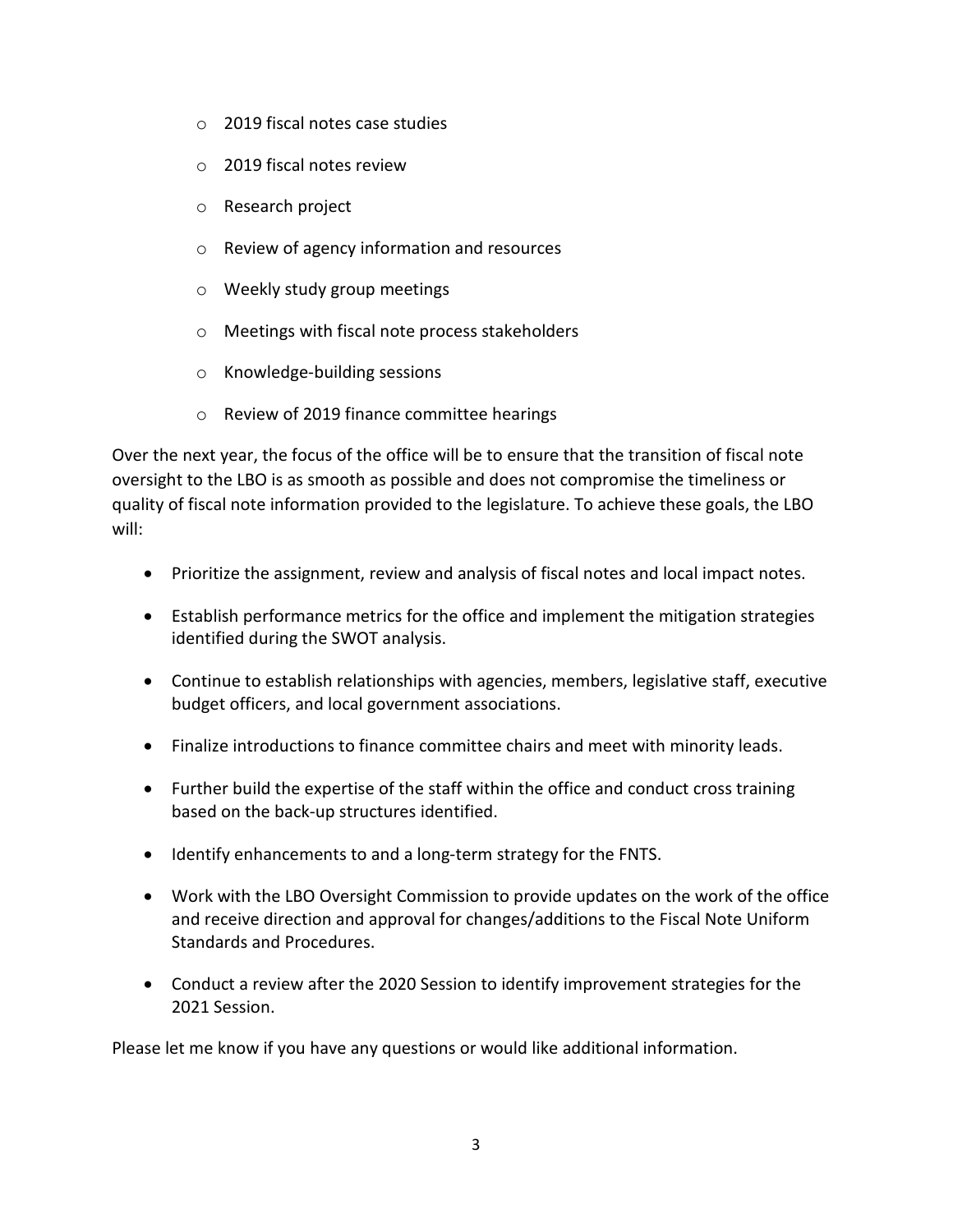- 2019 fiscal notes case studies
  - 2019 fiscal notes review
  - Research project
  - Review of agency information and resources
  - Weekly study group meetings
  - Meetings with fiscal note process stakeholders
  - Knowledge-building sessions
  - Review of 2019 finance committee hearings

Over the next year, the focus of the office will be to ensure that the transition of fiscal note oversight to the LBO is as smooth as possible and does not compromise the timeliness or quality of fiscal note information provided to the legislature. To achieve these goals, the LBO will:

- Prioritize the assignment, review and analysis of fiscal notes and local impact notes.
- Establish performance metrics for the office and implement the mitigation strategies identified during the SWOT analysis.
- Continue to establish relationships with agencies, members, legislative staff, executive budget officers, and local government associations.
- Finalize introductions to finance committee chairs and meet with minority leads.
- Further build the expertise of the staff within the office and conduct cross training based on the back-up structures identified.
- Identify enhancements to and a long-term strategy for the FNTS.
- Work with the LBO Oversight Commission to provide updates on the work of the office and receive direction and approval for changes/additions to the Fiscal Note Uniform Standards and Procedures.
- Conduct a review after the 2020 Session to identify improvement strategies for the 2021 Session.

Please let me know if you have any questions or would like additional information.